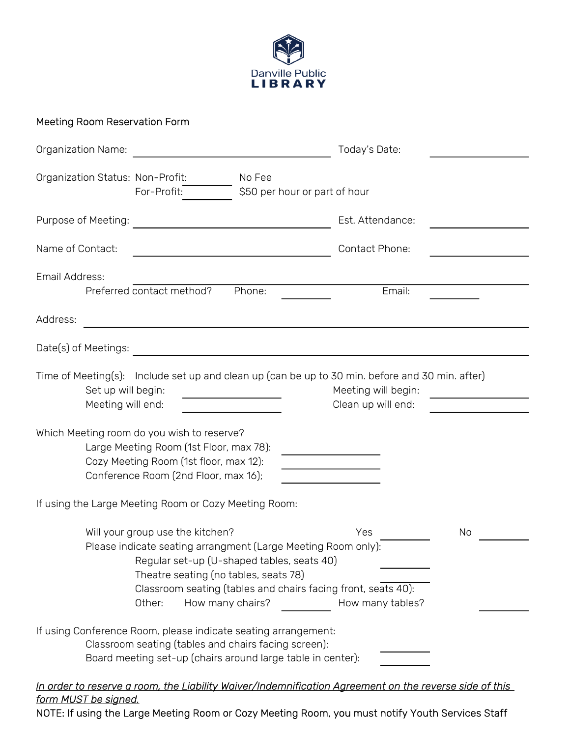Danville Public
LIBRARY

Meeting Room Reservation Form

Organization Name: ______________________ Today's Date: ____________

Organization Status: Non-Profit: ________ No Fee
For-Profit: ________ $50 per hour or part of hour

Purpose of Meeting: ______________________ Est. Attendance: ____________

Name of Contact: ______________________ Contact Phone: ____________

Email Address: ______________________

Preferred contact method? Phone: ________ Email: ________

Address: ______________________

Date(s) of Meetings: ______________________

Time of Meeting(s): Include set up and clean up (can be up to 30 min. before and 30 min. after)

Set up will begin: ____________ Meeting will begin: ____________

Meeting will end: ____________ Clean up will end: ____________

Which Meeting room do you wish to reserve?

Large Meeting Room (1st Floor, max 78): ____________

Cozy Meeting Room (1st floor, max 12): ____________

Conference Room (2nd Floor, max 16); ____________

If using the Large Meeting Room or Cozy Meeting Room:

Will your group use the kitchen? Yes ________ No ________

Please indicate seating arrangment (Large Meeting Room only):

Regular set-up (U-shaped tables, seats 40) ________

Theatre seating (no tables, seats 78) ________

Classroom seating (tables and chairs facing front, seats 40): ________

Other: How many chairs? ________ How many tables? ________

If using Conference Room, please indicate seating arrangement:

Classroom seating (tables and chairs facing screen): ________

Board meeting set-up (chairs around large table in center): ________

*In order to reserve a room, the Liability Waiver/Indemnification Agreement on the reverse side of this form MUST be signed.*

NOTE: If using the Large Meeting Room or Cozy Meeting Room, you must notify Youth Services Staff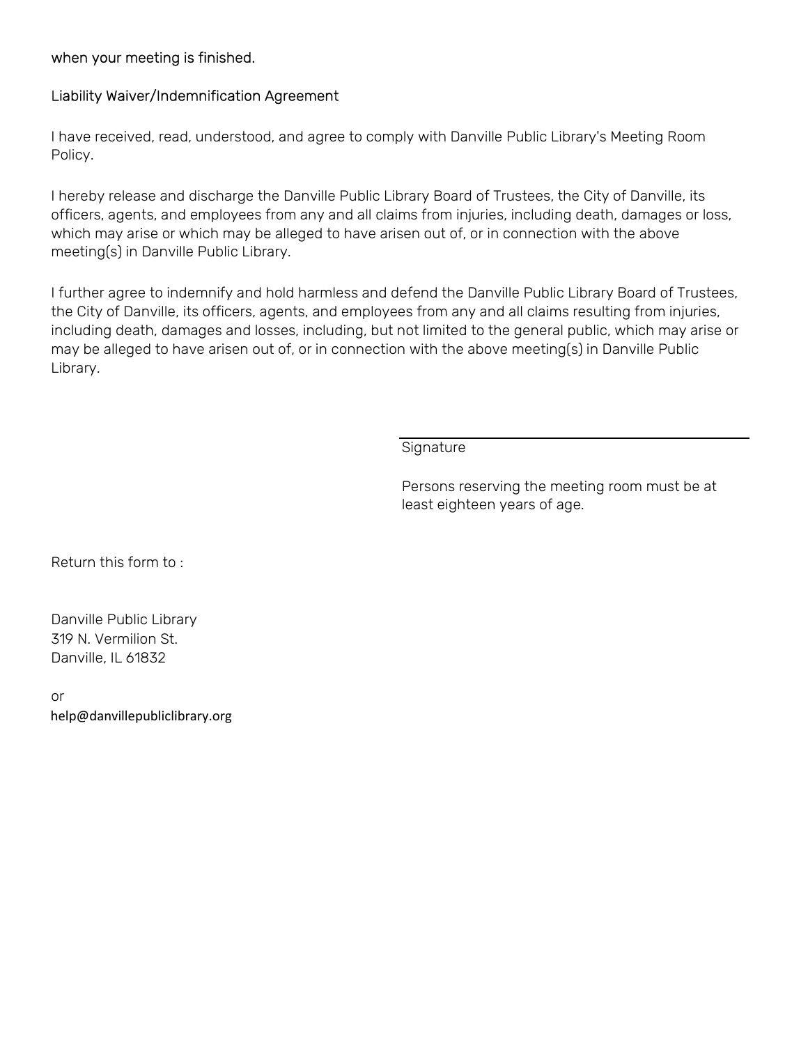when your meeting is finished.

Liability Waiver/Indemnification Agreement

I have received, read, understood, and agree to comply with Danville Public Library's Meeting Room Policy.

I hereby release and discharge the Danville Public Library Board of Trustees, the City of Danville, its officers, agents, and employees from any and all claims from injuries, including death, damages or loss, which may arise or which may be alleged to have arisen out of, or in connection with the above meeting(s) in Danville Public Library.

I further agree to indemnify and hold harmless and defend the Danville Public Library Board of Trustees, the City of Danville, its officers, agents, and employees from any and all claims resulting from injuries, including death, damages and losses, including, but not limited to the general public, which may arise or may be alleged to have arisen out of, or in connection with the above meeting(s) in Danville Public Library.

\_\_\_\_\_\_\_\_\_\_\_\_\_\_\_\_\_\_\_\_\_\_\_\_\_\_\_\_\_\_\_\_\_\_\_\_\_\_\_\_

Signature

Persons reserving the meeting room must be at least eighteen years of age.

Return this form to :

Danville Public Library
319 N. Vermilion St.
Danville, IL 61832

or
help@danvillepubliclibrary.org